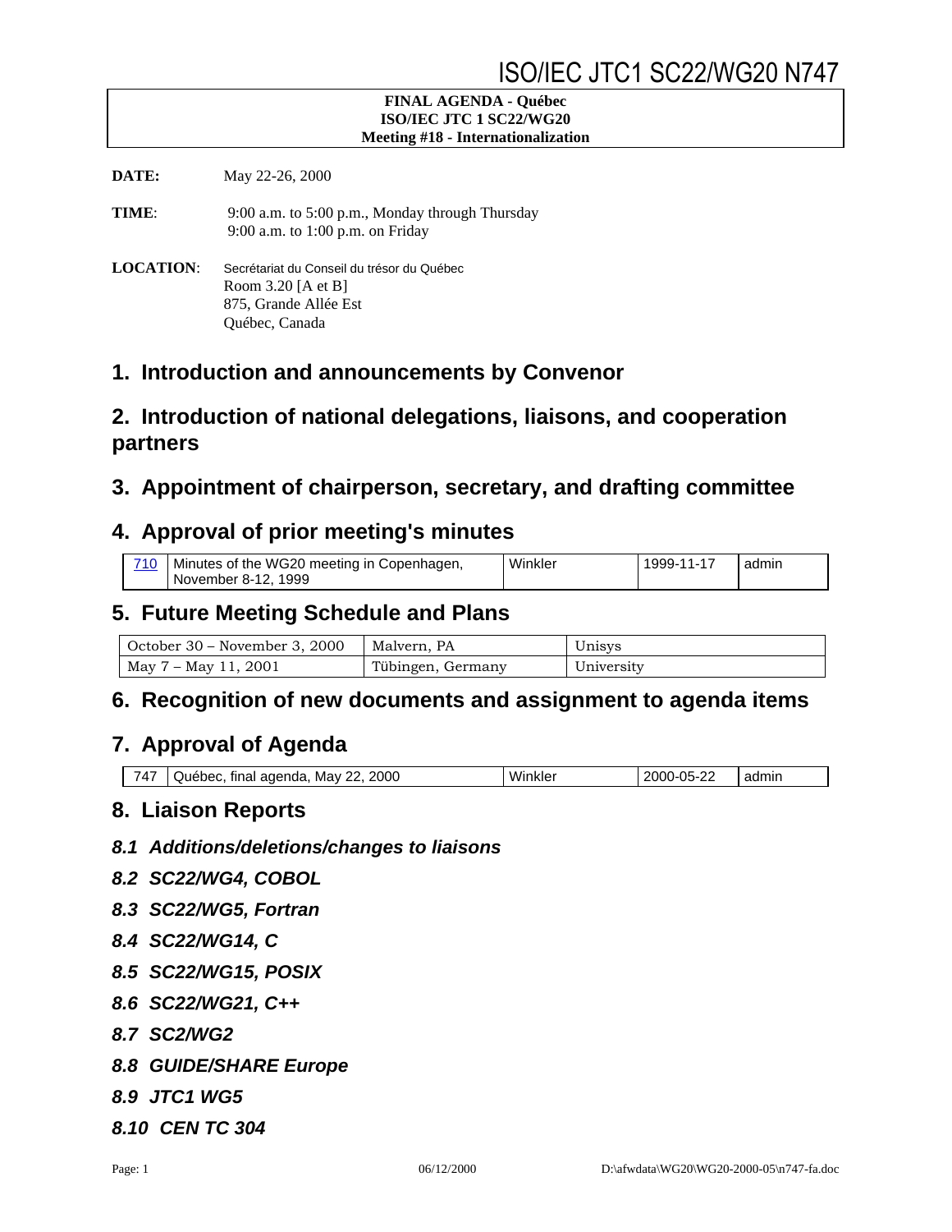# ISO/IEC JTC1 SC22/WG20 N747

**FINAL AGENDA - Québec**
**ISO/IEC JTC 1 SC22/WG20**
**Meeting #18 - Internationalization**

**DATE:** May 22-26, 2000

**TIME**: 9:00 a.m. to 5:00 p.m., Monday through Thursday
9:00 a.m. to 1:00 p.m. on Friday

**LOCATION**: Secrétariat du Conseil du trésor du Québec
Room 3.20 [A et B]
875, Grande Allée Est
Québec, Canada

## 1. Introduction and announcements by Convenor

## 2. Introduction of national delegations, liaisons, and cooperation partners

## 3. Appointment of chairperson, secretary, and drafting committee

## 4. Approval of prior meeting's minutes

| 710 | Minutes of the WG20 meeting in Copenhagen, November 8-12, 1999 | Winkler | 1999-11-17 | admin |
|---|---|---|---|---|

## 5. Future Meeting Schedule and Plans

| October 30 – November 3, 2000 | Malvern, PA | Unisys |
|---|---|---|
| May 7 – May 11, 2001 | Tübingen, Germany | University |

## 6. Recognition of new documents and assignment to agenda items

## 7. Approval of Agenda

| 747 | Québec, final agenda, May 22, 2000 | Winkler | 2000-05-22 | admin |
|---|---|---|---|---|

## 8. Liaison Reports

### *8.1 Additions/deletions/changes to liaisons*

### *8.2 SC22/WG4, COBOL*

### *8.3 SC22/WG5, Fortran*

### *8.4 SC22/WG14, C*

### *8.5 SC22/WG15, POSIX*

### *8.6 SC22/WG21, C++*

### *8.7 SC2/WG2*

### *8.8 GUIDE/SHARE Europe*

### *8.9 JTC1 WG5*

### *8.10 CEN TC 304*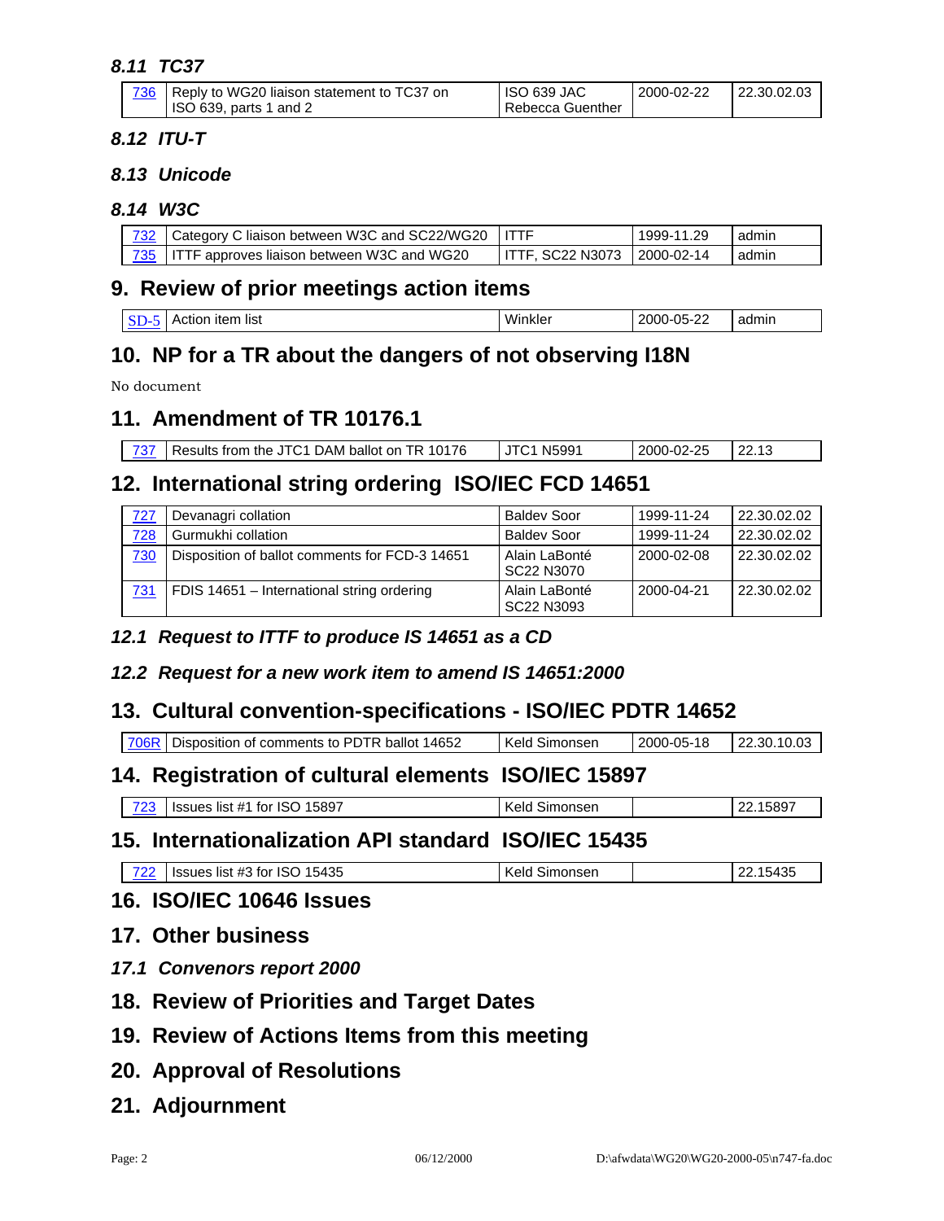### 8.11 TC37

| | | | | |
|---|---|---|---|---|
| 736 | Reply to WG20 liaison statement to TC37 on ISO 639, parts 1 and 2 | ISO 639 JAC Rebecca Guenther | 2000-02-22 | 22.30.02.03 |

### 8.12 ITU-T

### 8.13 Unicode

### 8.14 W3C

| | | | | |
|---|---|---|---|---|
| 732 | Category C liaison between W3C and SC22/WG20 | ITTF | 1999-11.29 | admin |
| 735 | ITTF approves liaison between W3C and WG20 | ITTF, SC22 N3073 | 2000-02-14 | admin |

## 9. Review of prior meetings action items

| | | | | |
|---|---|---|---|---|
| SD-5 | Action item list | Winkler | 2000-05-22 | admin |

## 10. NP for a TR about the dangers of not observing I18N

No document

## 11. Amendment of TR 10176.1

| | | | | |
|---|---|---|---|---|
| 737 | Results from the JTC1 DAM ballot on TR 10176 | JTC1 N5991 | 2000-02-25 | 22.13 |

## 12. International string ordering ISO/IEC FCD 14651

| | | | | |
|---|---|---|---|---|
| 727 | Devanagri collation | Baldev Soor | 1999-11-24 | 22.30.02.02 |
| 728 | Gurmukhi collation | Baldev Soor | 1999-11-24 | 22.30.02.02 |
| 730 | Disposition of ballot comments for FCD-3 14651 | Alain LaBonté SC22 N3070 | 2000-02-08 | 22.30.02.02 |
| 731 | FDIS 14651 – International string ordering | Alain LaBonté SC22 N3093 | 2000-04-21 | 22.30.02.02 |

### 12.1 Request to ITTF to produce IS 14651 as a CD

### 12.2 Request for a new work item to amend IS 14651:2000

## 13. Cultural convention-specifications - ISO/IEC PDTR 14652

| | | | | |
|---|---|---|---|---|
| 706R | Disposition of comments to PDTR ballot 14652 | Keld Simonsen | 2000-05-18 | 22.30.10.03 |

## 14. Registration of cultural elements ISO/IEC 15897

| | | | | |
|---|---|---|---|---|
| 723 | Issues list #1 for ISO 15897 | Keld Simonsen | | 22.15897 |

## 15. Internationalization API standard ISO/IEC 15435

| | | | | |
|---|---|---|---|---|
| 722 | Issues list #3 for ISO 15435 | Keld Simonsen | | 22.15435 |

## 16. ISO/IEC 10646 Issues

## 17. Other business

### 17.1 Convenors report 2000

## 18. Review of Priorities and Target Dates

## 19. Review of Actions Items from this meeting

## 20. Approval of Resolutions

## 21. Adjournment